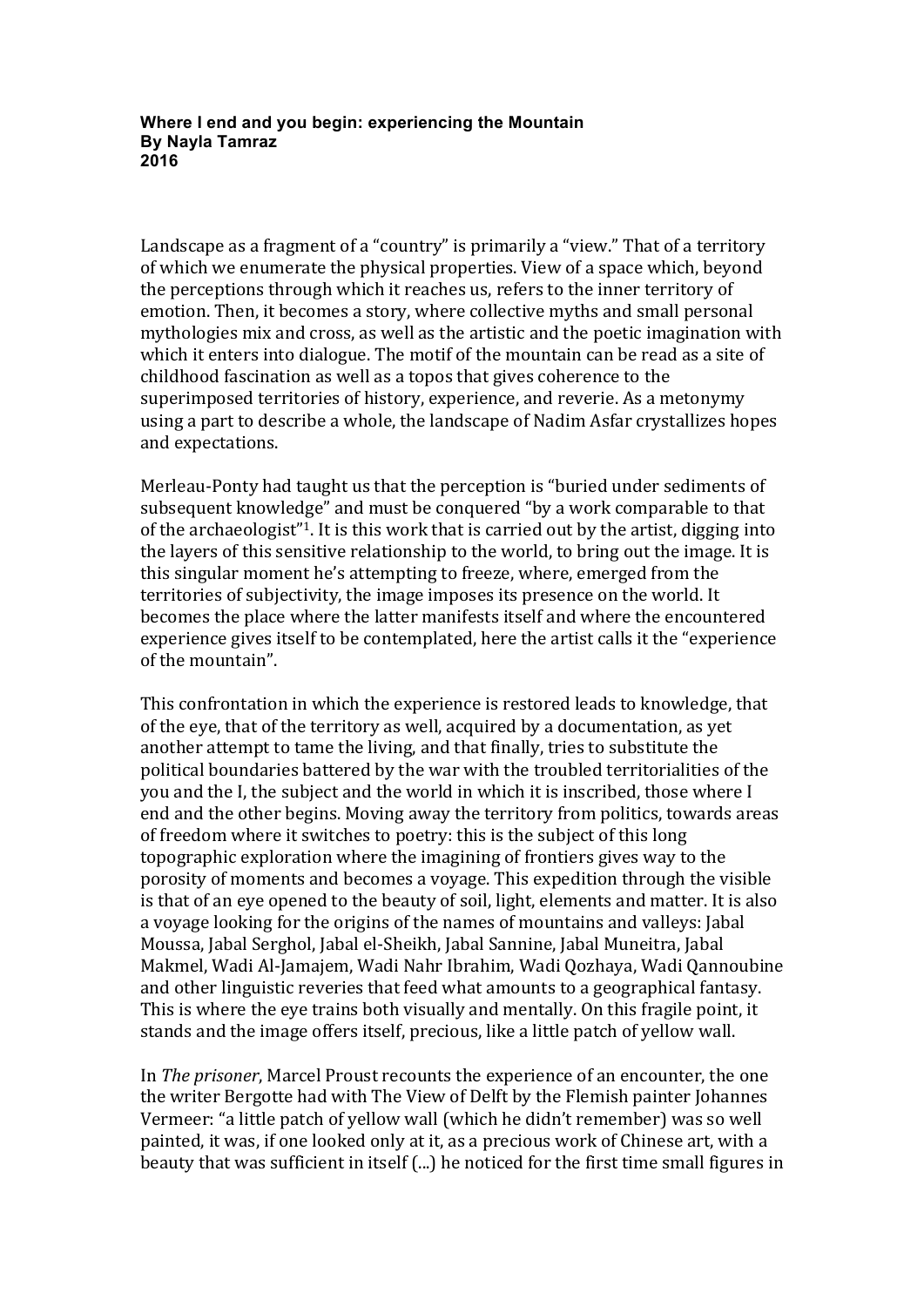**Where I end and you begin: experiencing the Mountain**
**By Nayla Tamraz**
**2016**

Landscape as a fragment of a "country" is primarily a "view." That of a territory of which we enumerate the physical properties. View of a space which, beyond the perceptions through which it reaches us, refers to the inner territory of emotion. Then, it becomes a story, where collective myths and small personal mythologies mix and cross, as well as the artistic and the poetic imagination with which it enters into dialogue. The motif of the mountain can be read as a site of childhood fascination as well as a topos that gives coherence to the superimposed territories of history, experience, and reverie. As a metonymy using a part to describe a whole, the landscape of Nadim Asfar crystallizes hopes and expectations.

Merleau-Ponty had taught us that the perception is "buried under sediments of subsequent knowledge" and must be conquered "by a work comparable to that of the archaeologist"[1]. It is this work that is carried out by the artist, digging into the layers of this sensitive relationship to the world, to bring out the image. It is this singular moment he's attempting to freeze, where, emerged from the territories of subjectivity, the image imposes its presence on the world. It becomes the place where the latter manifests itself and where the encountered experience gives itself to be contemplated, here the artist calls it the "experience of the mountain".

This confrontation in which the experience is restored leads to knowledge, that of the eye, that of the territory as well, acquired by a documentation, as yet another attempt to tame the living, and that finally, tries to substitute the political boundaries battered by the war with the troubled territorialities of the you and the I, the subject and the world in which it is inscribed, those where I end and the other begins. Moving away the territory from politics, towards areas of freedom where it switches to poetry: this is the subject of this long topographic exploration where the imagining of frontiers gives way to the porosity of moments and becomes a voyage. This expedition through the visible is that of an eye opened to the beauty of soil, light, elements and matter. It is also a voyage looking for the origins of the names of mountains and valleys: Jabal Moussa, Jabal Serghol, Jabal el-Sheikh, Jabal Sannine, Jabal Muneitra, Jabal Makmel, Wadi Al-Jamajem, Wadi Nahr Ibrahim, Wadi Qozhaya, Wadi Qannoubine and other linguistic reveries that feed what amounts to a geographical fantasy. This is where the eye trains both visually and mentally. On this fragile point, it stands and the image offers itself, precious, like a little patch of yellow wall.

In *The prisoner*, Marcel Proust recounts the experience of an encounter, the one the writer Bergotte had with The View of Delft by the Flemish painter Johannes Vermeer: "a little patch of yellow wall (which he didn't remember) was so well painted, it was, if one looked only at it, as a precious work of Chinese art, with a beauty that was sufficient in itself (...) he noticed for the first time small figures in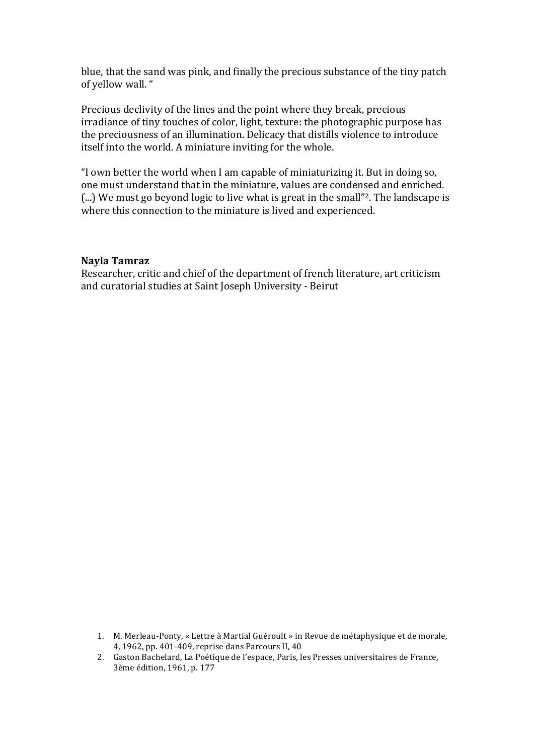blue, that the sand was pink, and finally the precious substance of the tiny patch of yellow wall. "

Precious declivity of the lines and the point where they break, precious irradiance of tiny touches of color, light, texture: the photographic purpose has the preciousness of an illumination. Delicacy that distills violence to introduce itself into the world. A miniature inviting for the whole.

"I own better the world when I am capable of miniaturizing it. But in doing so, one must understand that in the miniature, values are condensed and enriched. (...) We must go beyond logic to live what is great in the small"[2]. The landscape is where this connection to the miniature is lived and experienced.

**Nayla Tamraz**
Researcher, critic and chief of the department of french literature, art criticism and curatorial studies at Saint Joseph University - Beirut

1. M. Merleau-Ponty, « Lettre à Martial Guéroult » in Revue de métaphysique et de morale, 4, 1962, pp. 401-409, reprise dans Parcours II, 40
2. Gaston Bachelard, La Poétique de l'espace, Paris, les Presses universitaires de France, 3ème édition, 1961, p. 177